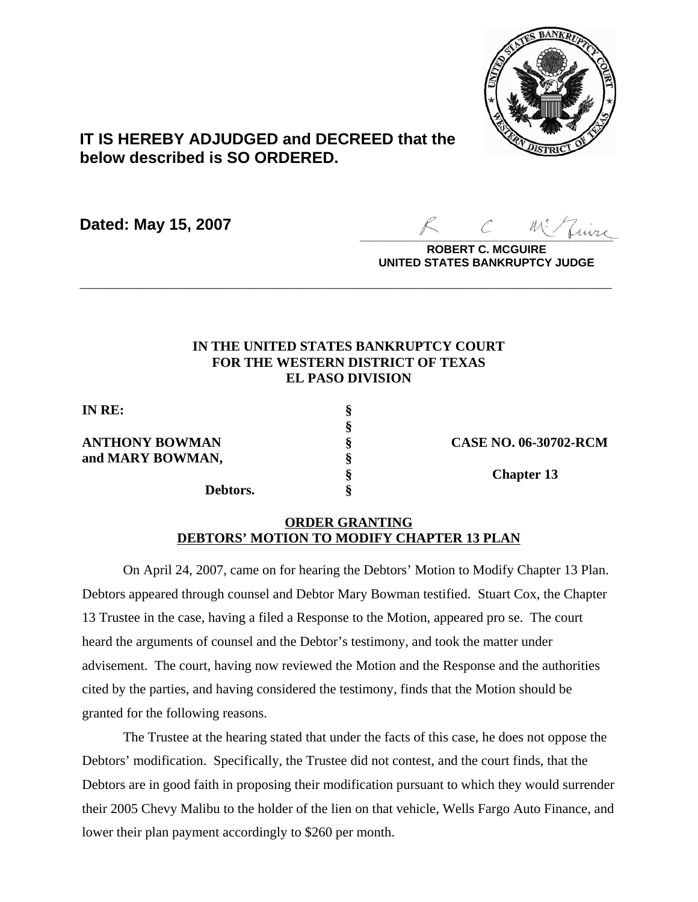**IT IS HEREBY ADJUDGED and DECREED that the below described is SO ORDERED.**

**Dated: May 15, 2007**

**ROBERT C. MCGUIRE**
**UNITED STATES BANKRUPTCY JUDGE**

---

**IN THE UNITED STATES BANKRUPTCY COURT**
**FOR THE WESTERN DISTRICT OF TEXAS**
**EL PASO DIVISION**

| | | |
|---|---|---|
| **IN RE:** | § | |
| | § | |
| **ANTHONY BOWMAN** | § | **CASE NO. 06-30702-RCM** |
| **and MARY BOWMAN,** | § | |
| | § | **Chapter 13** |
| **Debtors.** | § | |

**ORDER GRANTING**
**DEBTORS' MOTION TO MODIFY CHAPTER 13 PLAN**

On April 24, 2007, came on for hearing the Debtors' Motion to Modify Chapter 13 Plan. Debtors appeared through counsel and Debtor Mary Bowman testified. Stuart Cox, the Chapter 13 Trustee in the case, having a filed a Response to the Motion, appeared pro se. The court heard the arguments of counsel and the Debtor's testimony, and took the matter under advisement. The court, having now reviewed the Motion and the Response and the authorities cited by the parties, and having considered the testimony, finds that the Motion should be granted for the following reasons.

The Trustee at the hearing stated that under the facts of this case, he does not oppose the Debtors' modification. Specifically, the Trustee did not contest, and the court finds, that the Debtors are in good faith in proposing their modification pursuant to which they would surrender their 2005 Chevy Malibu to the holder of the lien on that vehicle, Wells Fargo Auto Finance, and lower their plan payment accordingly to $260 per month.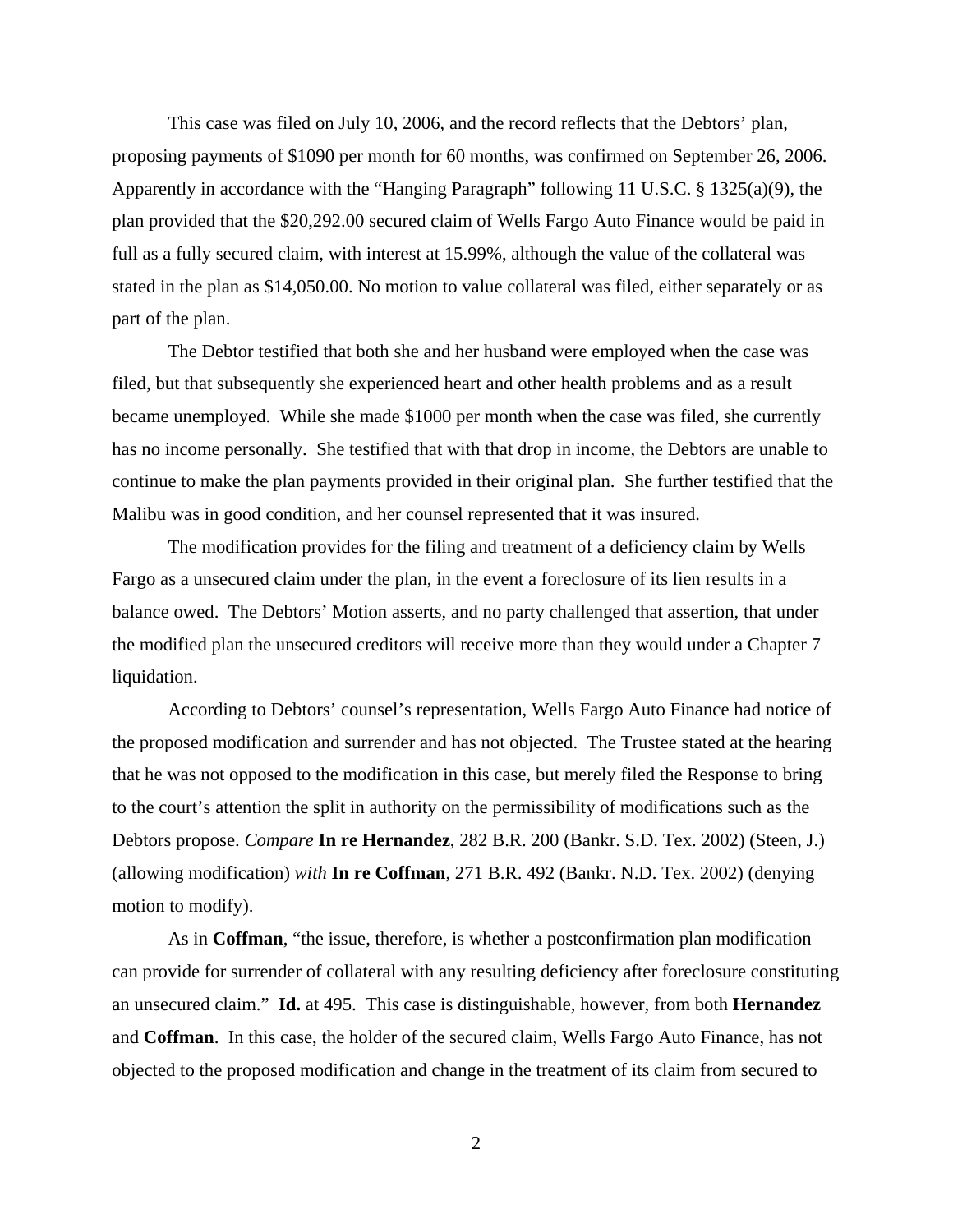This case was filed on July 10, 2006, and the record reflects that the Debtors' plan, proposing payments of $1090 per month for 60 months, was confirmed on September 26, 2006. Apparently in accordance with the "Hanging Paragraph" following 11 U.S.C. § 1325(a)(9), the plan provided that the $20,292.00 secured claim of Wells Fargo Auto Finance would be paid in full as a fully secured claim, with interest at 15.99%, although the value of the collateral was stated in the plan as $14,050.00. No motion to value collateral was filed, either separately or as part of the plan.

The Debtor testified that both she and her husband were employed when the case was filed, but that subsequently she experienced heart and other health problems and as a result became unemployed. While she made $1000 per month when the case was filed, she currently has no income personally. She testified that with that drop in income, the Debtors are unable to continue to make the plan payments provided in their original plan. She further testified that the Malibu was in good condition, and her counsel represented that it was insured.

The modification provides for the filing and treatment of a deficiency claim by Wells Fargo as a unsecured claim under the plan, in the event a foreclosure of its lien results in a balance owed. The Debtors' Motion asserts, and no party challenged that assertion, that under the modified plan the unsecured creditors will receive more than they would under a Chapter 7 liquidation.

According to Debtors' counsel's representation, Wells Fargo Auto Finance had notice of the proposed modification and surrender and has not objected. The Trustee stated at the hearing that he was not opposed to the modification in this case, but merely filed the Response to bring to the court's attention the split in authority on the permissibility of modifications such as the Debtors propose. *Compare* **In re Hernandez**, 282 B.R. 200 (Bankr. S.D. Tex. 2002) (Steen, J.) (allowing modification) *with* **In re Coffman**, 271 B.R. 492 (Bankr. N.D. Tex. 2002) (denying motion to modify).

As in **Coffman**, "the issue, therefore, is whether a postconfirmation plan modification can provide for surrender of collateral with any resulting deficiency after foreclosure constituting an unsecured claim." **Id.** at 495. This case is distinguishable, however, from both **Hernandez** and **Coffman**. In this case, the holder of the secured claim, Wells Fargo Auto Finance, has not objected to the proposed modification and change in the treatment of its claim from secured to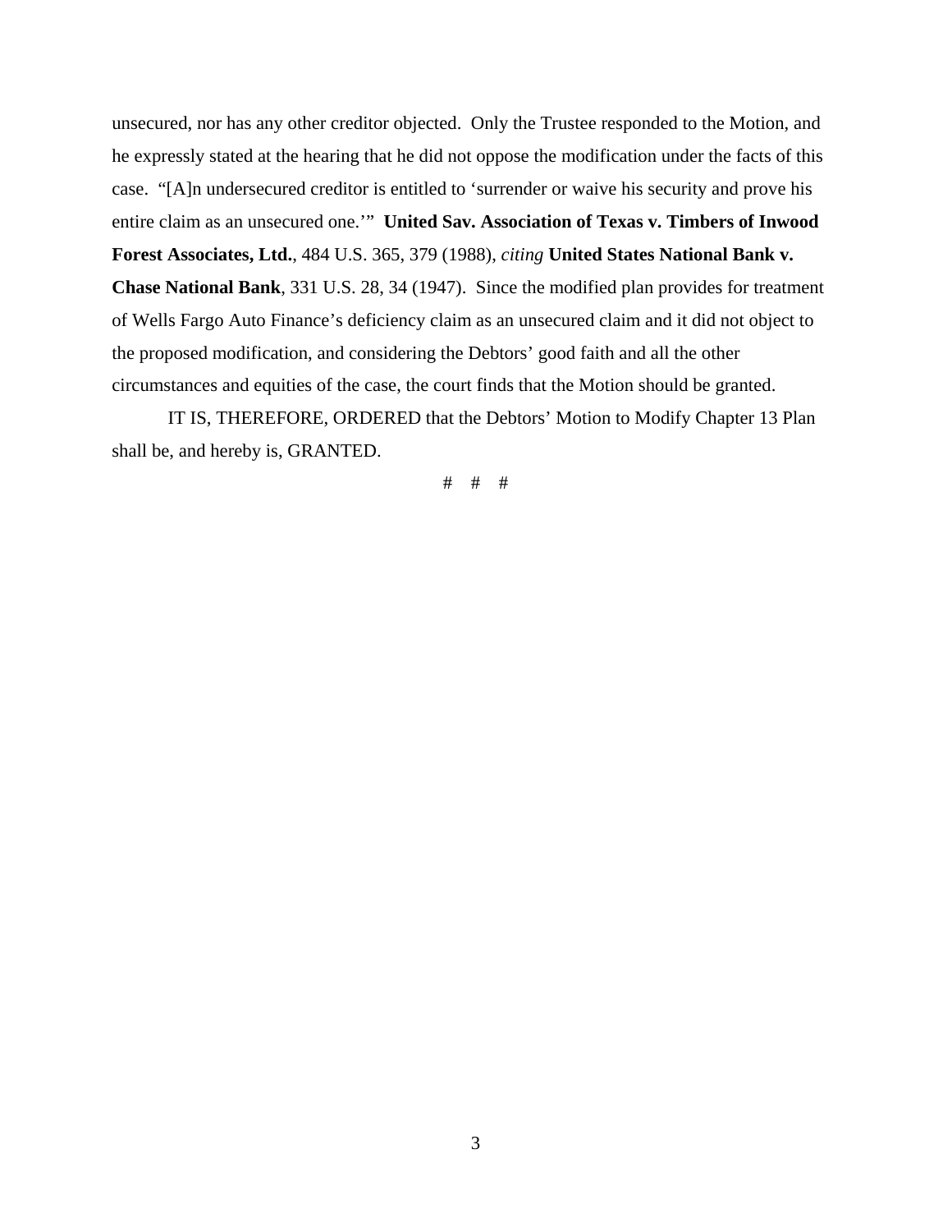unsecured, nor has any other creditor objected. Only the Trustee responded to the Motion, and he expressly stated at the hearing that he did not oppose the modification under the facts of this case. "[A]n undersecured creditor is entitled to 'surrender or waive his security and prove his entire claim as an unsecured one.'" **United Sav. Association of Texas v. Timbers of Inwood Forest Associates, Ltd.**, 484 U.S. 365, 379 (1988), *citing* **United States National Bank v. Chase National Bank**, 331 U.S. 28, 34 (1947). Since the modified plan provides for treatment of Wells Fargo Auto Finance's deficiency claim as an unsecured claim and it did not object to the proposed modification, and considering the Debtors' good faith and all the other circumstances and equities of the case, the court finds that the Motion should be granted.

IT IS, THEREFORE, ORDERED that the Debtors' Motion to Modify Chapter 13 Plan shall be, and hereby is, GRANTED.

# # #